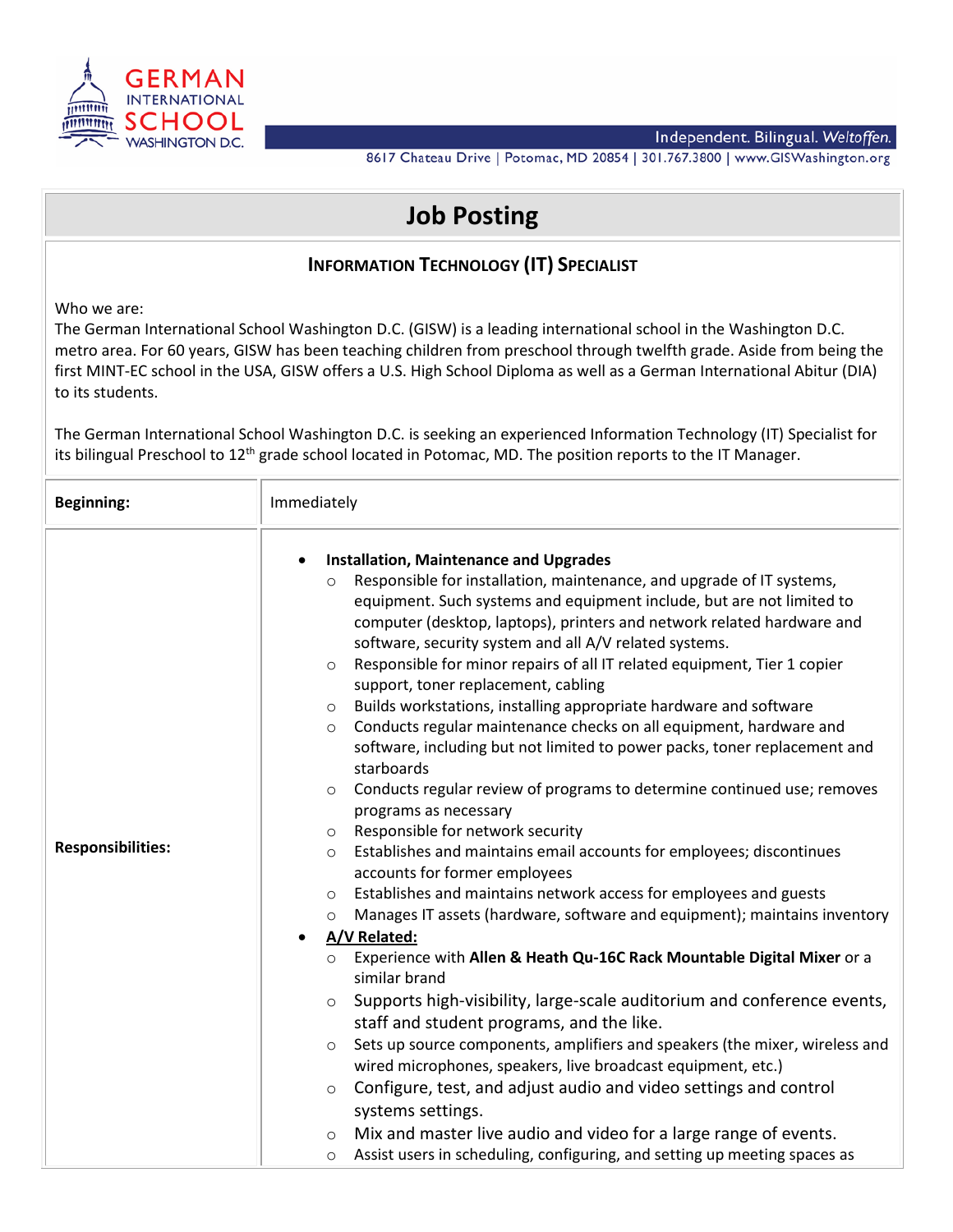# Job Posting

## Information Technology (IT) Specialist

Who we are:
The German International School Washington D.C. (GISW) is a leading international school in the Washington D.C. metro area. For 60 years, GISW has been teaching children from preschool through twelfth grade. Aside from being the first MINT-EC school in the USA, GISW offers a U.S. High School Diploma as well as a German International Abitur (DIA) to its students.

The German International School Washington D.C. is seeking an experienced Information Technology (IT) Specialist for its bilingual Preschool to 12th grade school located in Potomac, MD. The position reports to the IT Manager.

| | |
|---|---|
| **Beginning:** | Immediately |
| **Responsibilities:** | • **Installation, Maintenance and Upgrades**<br>○ Responsible for installation, maintenance, and upgrade of IT systems, equipment. Such systems and equipment include, but are not limited to computer (desktop, laptops), printers and network related hardware and software, security system and all A/V related systems.<br>○ Responsible for minor repairs of all IT related equipment, Tier 1 copier support, toner replacement, cabling<br>○ Builds workstations, installing appropriate hardware and software<br>○ Conducts regular maintenance checks on all equipment, hardware and software, including but not limited to power packs, toner replacement and starboards<br>○ Conducts regular review of programs to determine continued use; removes programs as necessary<br>○ Responsible for network security<br>○ Establishes and maintains email accounts for employees; discontinues accounts for former employees<br>○ Establishes and maintains network access for employees and guests<br>○ Manages IT assets (hardware, software and equipment); maintains inventory<br>• **A/V Related:**<br>○ Experience with **Allen & Heath Qu-16C Rack Mountable Digital Mixer** or a similar brand<br>○ Supports high-visibility, large-scale auditorium and conference events, staff and student programs, and the like.<br>○ Sets up source components, amplifiers and speakers (the mixer, wireless and wired microphones, speakers, live broadcast equipment, etc.)<br>○ Configure, test, and adjust audio and video settings and control systems settings.<br>○ Mix and master live audio and video for a large range of events.<br>○ Assist users in scheduling, configuring, and setting up meeting spaces as |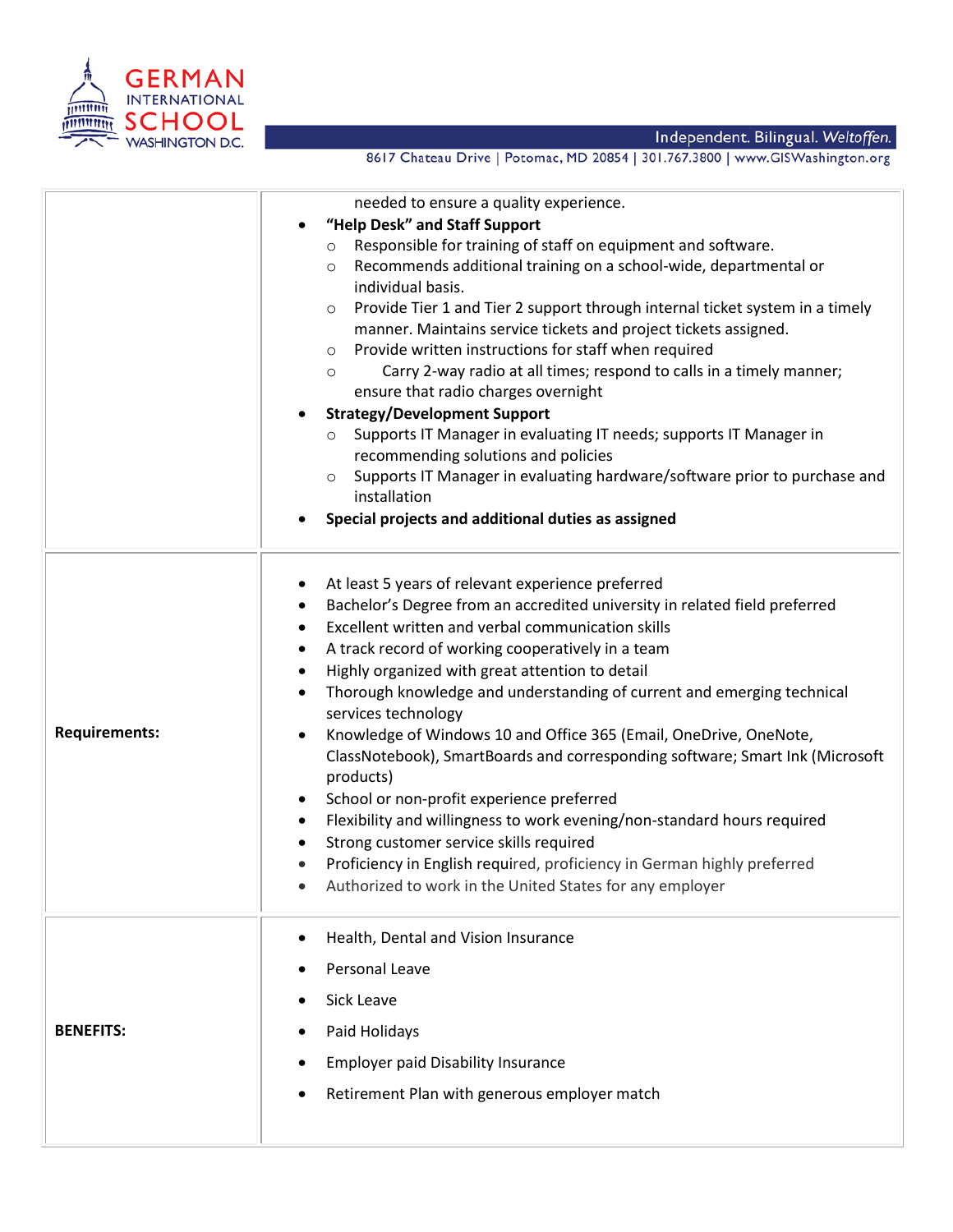| | |
|---|---|
| | needed to ensure a quality experience.<br>• **"Help Desk" and Staff Support**<br>  ○ Responsible for training of staff on equipment and software.<br>  ○ Recommends additional training on a school-wide, departmental or individual basis.<br>  ○ Provide Tier 1 and Tier 2 support through internal ticket system in a timely manner. Maintains service tickets and project tickets assigned.<br>  ○ Provide written instructions for staff when required<br>  ○ Carry 2-way radio at all times; respond to calls in a timely manner; ensure that radio charges overnight<br>• **Strategy/Development Support**<br>  ○ Supports IT Manager in evaluating IT needs; supports IT Manager in recommending solutions and policies<br>  ○ Supports IT Manager in evaluating hardware/software prior to purchase and installation<br>• **Special projects and additional duties as assigned** |
| **Requirements:** | • At least 5 years of relevant experience preferred<br>• Bachelor's Degree from an accredited university in related field preferred<br>• Excellent written and verbal communication skills<br>• A track record of working cooperatively in a team<br>• Highly organized with great attention to detail<br>• Thorough knowledge and understanding of current and emerging technical services technology<br>• Knowledge of Windows 10 and Office 365 (Email, OneDrive, OneNote, ClassNotebook), SmartBoards and corresponding software; Smart Ink (Microsoft products)<br>• School or non-profit experience preferred<br>• Flexibility and willingness to work evening/non-standard hours required<br>• Strong customer service skills required<br>• Proficiency in English required, proficiency in German highly preferred<br>• Authorized to work in the United States for any employer |
| **BENEFITS:** | • Health, Dental and Vision Insurance<br>• Personal Leave<br>• Sick Leave<br>• Paid Holidays<br>• Employer paid Disability Insurance<br>• Retirement Plan with generous employer match |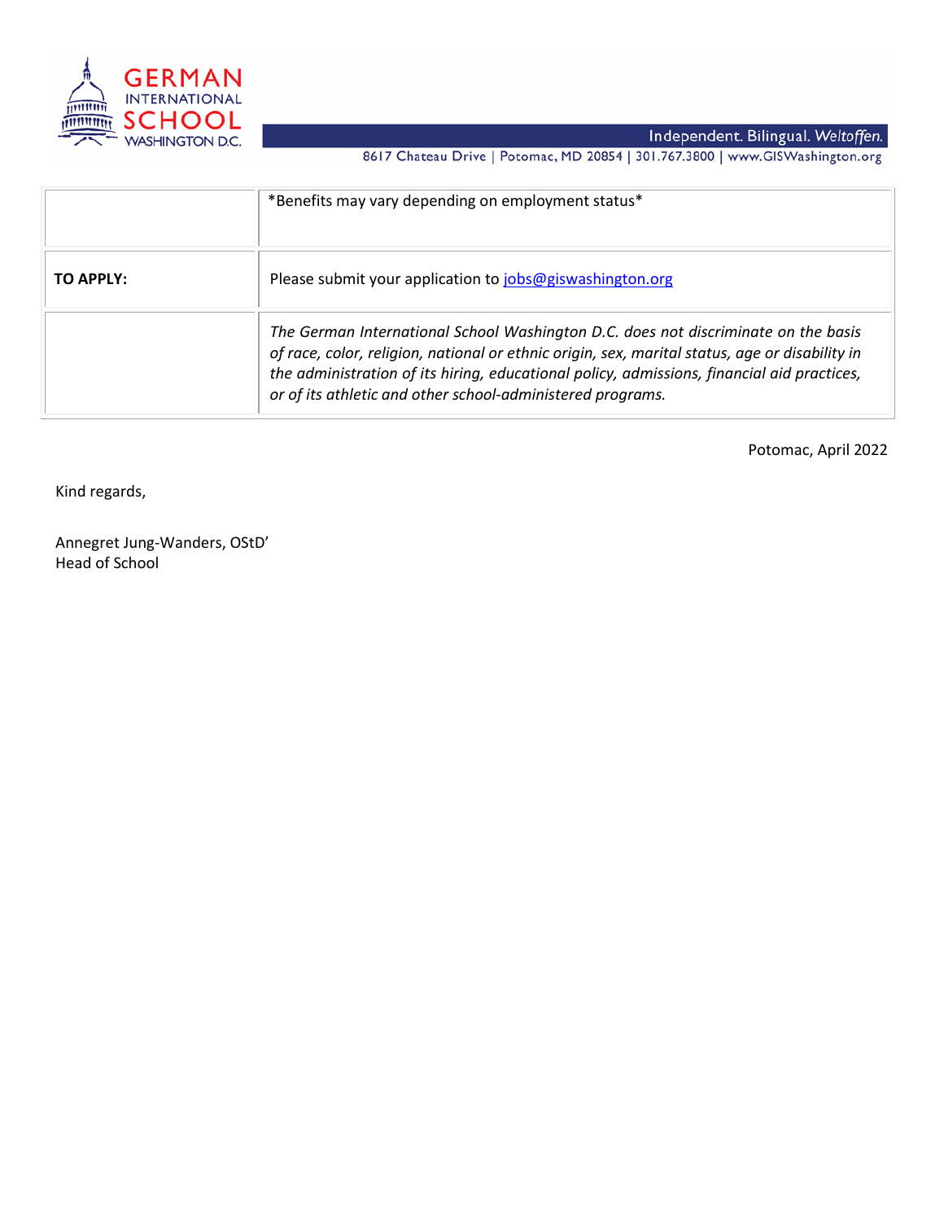| | |
|---|---|
| | *Benefits may vary depending on employment status* |
| **TO APPLY:** | Please submit your application to jobs@giswashington.org |
| | *The German International School Washington D.C. does not discriminate on the basis of race, color, religion, national or ethnic origin, sex, marital status, age or disability in the administration of its hiring, educational policy, admissions, financial aid practices, or of its athletic and other school-administered programs.* |

Potomac, April 2022

Kind regards,

Annegret Jung-Wanders, OStD'
Head of School